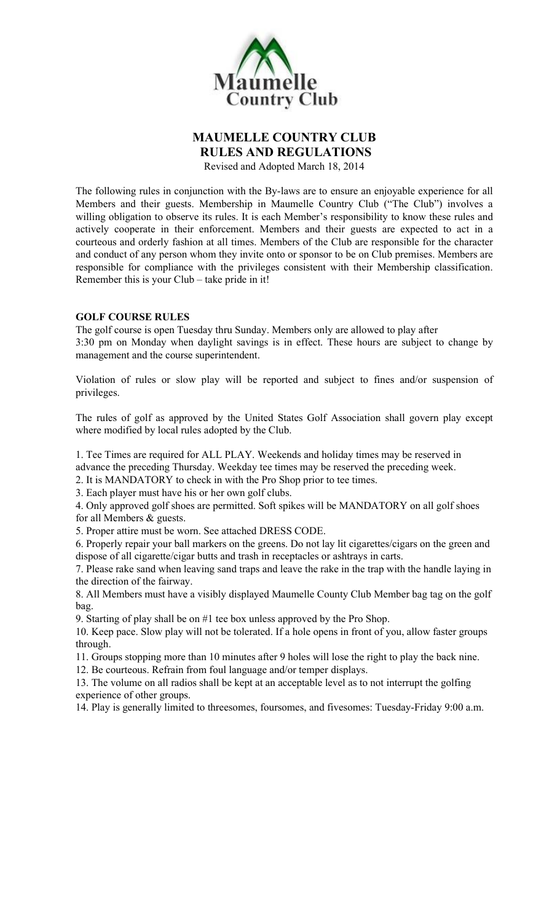Maumelle Country Club

# MAUMELLE COUNTRY CLUB RULES AND REGULATIONS

Revised and Adopted March 18, 2014

The following rules in conjunction with the By-laws are to ensure an enjoyable experience for all Members and their guests. Membership in Maumelle Country Club ("The Club") involves a willing obligation to observe its rules. It is each Member's responsibility to know these rules and actively cooperate in their enforcement. Members and their guests are expected to act in a courteous and orderly fashion at all times. Members of the Club are responsible for the character and conduct of any person whom they invite onto or sponsor to be on Club premises. Members are responsible for compliance with the privileges consistent with their Membership classification. Remember this is your Club – take pride in it!

## GOLF COURSE RULES

The golf course is open Tuesday thru Sunday. Members only are allowed to play after 3:30 pm on Monday when daylight savings is in effect. These hours are subject to change by management and the course superintendent.

Violation of rules or slow play will be reported and subject to fines and/or suspension of privileges.

The rules of golf as approved by the United States Golf Association shall govern play except where modified by local rules adopted by the Club.

1. Tee Times are required for ALL PLAY. Weekends and holiday times may be reserved in advance the preceding Thursday. Weekday tee times may be reserved the preceding week.
2. It is MANDATORY to check in with the Pro Shop prior to tee times.
3. Each player must have his or her own golf clubs.
4. Only approved golf shoes are permitted. Soft spikes will be MANDATORY on all golf shoes for all Members & guests.
5. Proper attire must be worn. See attached DRESS CODE.
6. Properly repair your ball markers on the greens. Do not lay lit cigarettes/cigars on the green and dispose of all cigarette/cigar butts and trash in receptacles or ashtrays in carts.
7. Please rake sand when leaving sand traps and leave the rake in the trap with the handle laying in the direction of the fairway.
8. All Members must have a visibly displayed Maumelle County Club Member bag tag on the golf bag.
9. Starting of play shall be on #1 tee box unless approved by the Pro Shop.
10. Keep pace. Slow play will not be tolerated. If a hole opens in front of you, allow faster groups through.
11. Groups stopping more than 10 minutes after 9 holes will lose the right to play the back nine.
12. Be courteous. Refrain from foul language and/or temper displays.
13. The volume on all radios shall be kept at an acceptable level as to not interrupt the golfing experience of other groups.
14. Play is generally limited to threesomes, foursomes, and fivesomes: Tuesday-Friday 9:00 a.m.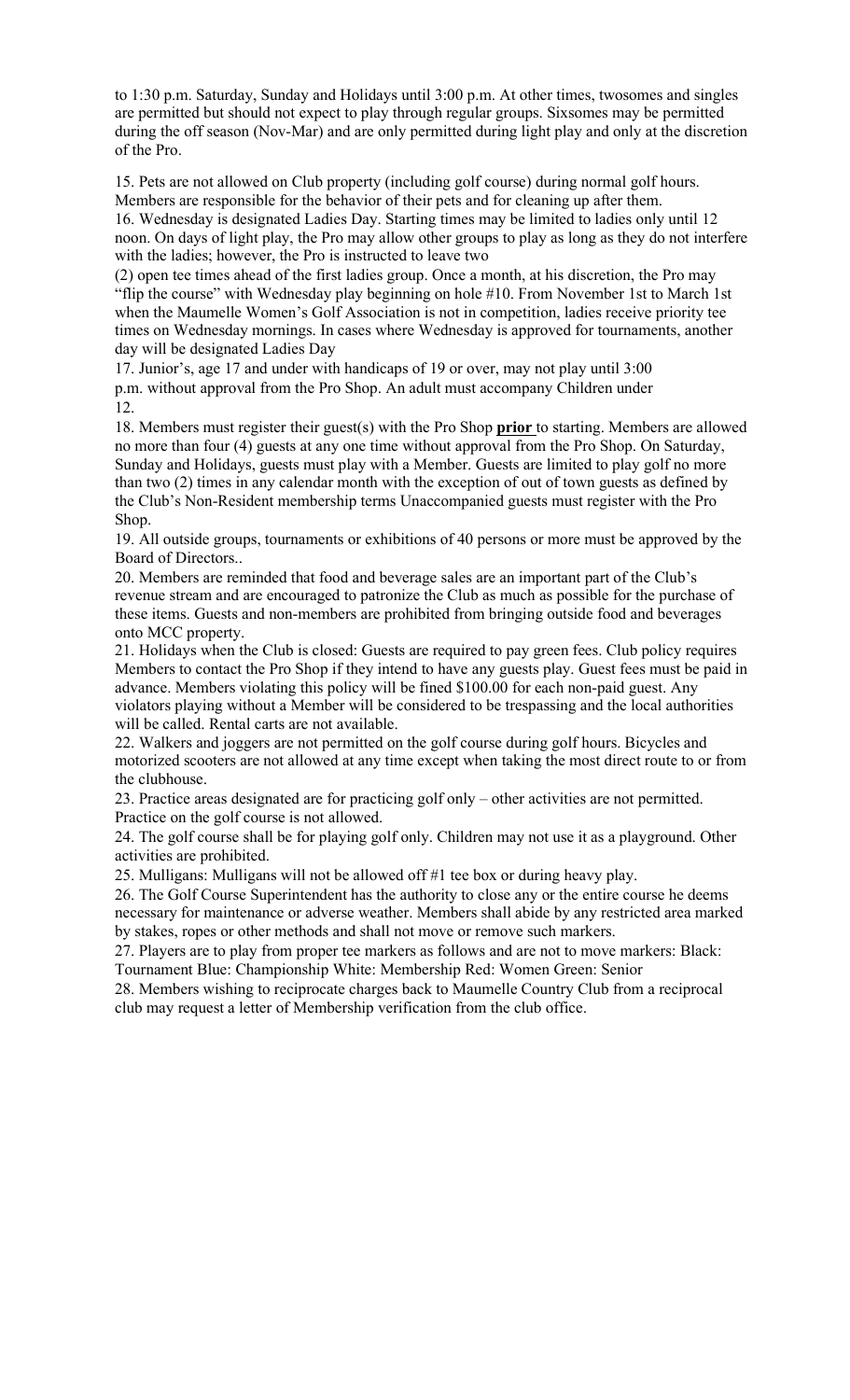to 1:30 p.m. Saturday, Sunday and Holidays until 3:00 p.m. At other times, twosomes and singles are permitted but should not expect to play through regular groups. Sixsomes may be permitted during the off season (Nov-Mar) and are only permitted during light play and only at the discretion of the Pro.

15. Pets are not allowed on Club property (including golf course) during normal golf hours. Members are responsible for the behavior of their pets and for cleaning up after them.
16. Wednesday is designated Ladies Day. Starting times may be limited to ladies only until 12 noon. On days of light play, the Pro may allow other groups to play as long as they do not interfere with the ladies; however, the Pro is instructed to leave two (2) open tee times ahead of the first ladies group. Once a month, at his discretion, the Pro may "flip the course" with Wednesday play beginning on hole #10. From November 1st to March 1st when the Maumelle Women's Golf Association is not in competition, ladies receive priority tee times on Wednesday mornings. In cases where Wednesday is approved for tournaments, another day will be designated Ladies Day
17. Junior's, age 17 and under with handicaps of 19 or over, may not play until 3:00 p.m. without approval from the Pro Shop. An adult must accompany Children under 12.
18. Members must register their guest(s) with the Pro Shop **prior** to starting. Members are allowed no more than four (4) guests at any one time without approval from the Pro Shop. On Saturday, Sunday and Holidays, guests must play with a Member. Guests are limited to play golf no more than two (2) times in any calendar month with the exception of out of town guests as defined by the Club's Non-Resident membership terms Unaccompanied guests must register with the Pro Shop.
19. All outside groups, tournaments or exhibitions of 40 persons or more must be approved by the Board of Directors..
20. Members are reminded that food and beverage sales are an important part of the Club's revenue stream and are encouraged to patronize the Club as much as possible for the purchase of these items. Guests and non-members are prohibited from bringing outside food and beverages onto MCC property.
21. Holidays when the Club is closed: Guests are required to pay green fees. Club policy requires Members to contact the Pro Shop if they intend to have any guests play. Guest fees must be paid in advance. Members violating this policy will be fined $100.00 for each non-paid guest. Any violators playing without a Member will be considered to be trespassing and the local authorities will be called. Rental carts are not available.
22. Walkers and joggers are not permitted on the golf course during golf hours. Bicycles and motorized scooters are not allowed at any time except when taking the most direct route to or from the clubhouse.
23. Practice areas designated are for practicing golf only – other activities are not permitted. Practice on the golf course is not allowed.
24. The golf course shall be for playing golf only. Children may not use it as a playground. Other activities are prohibited.
25. Mulligans: Mulligans will not be allowed off #1 tee box or during heavy play.
26. The Golf Course Superintendent has the authority to close any or the entire course he deems necessary for maintenance or adverse weather. Members shall abide by any restricted area marked by stakes, ropes or other methods and shall not move or remove such markers.
27. Players are to play from proper tee markers as follows and are not to move markers: Black: Tournament Blue: Championship White: Membership Red: Women Green: Senior
28. Members wishing to reciprocate charges back to Maumelle Country Club from a reciprocal club may request a letter of Membership verification from the club office.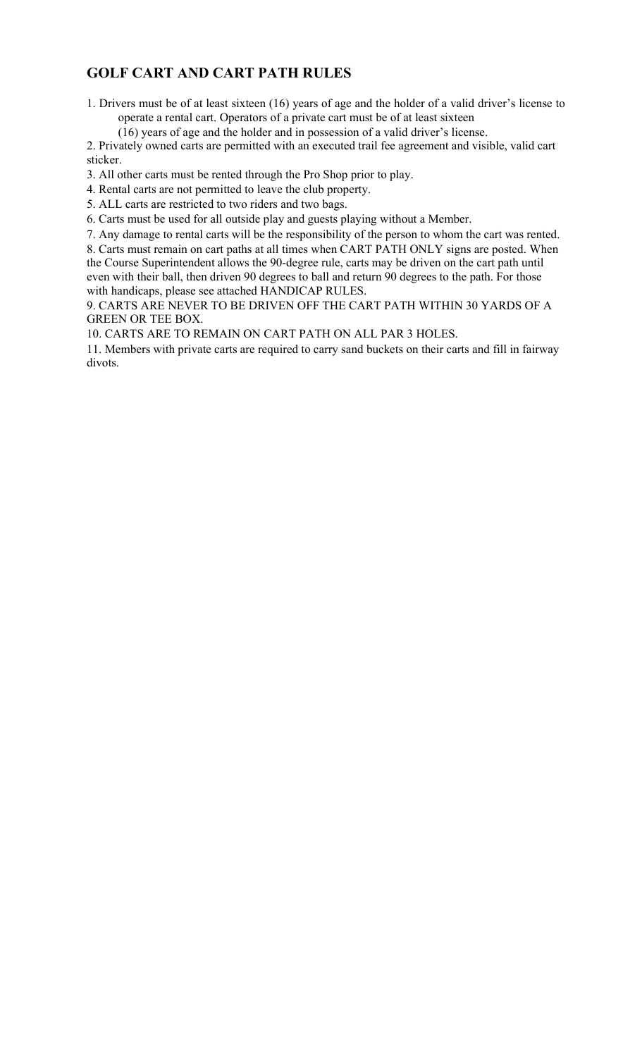## GOLF CART AND CART PATH RULES

1. Drivers must be of at least sixteen (16) years of age and the holder of a valid driver's license to operate a rental cart. Operators of a private cart must be of at least sixteen (16) years of age and the holder and in possession of a valid driver's license.
2. Privately owned carts are permitted with an executed trail fee agreement and visible, valid cart sticker.
3. All other carts must be rented through the Pro Shop prior to play.
4. Rental carts are not permitted to leave the club property.
5. ALL carts are restricted to two riders and two bags.
6. Carts must be used for all outside play and guests playing without a Member.
7. Any damage to rental carts will be the responsibility of the person to whom the cart was rented.
8. Carts must remain on cart paths at all times when CART PATH ONLY signs are posted. When the Course Superintendent allows the 90-degree rule, carts may be driven on the cart path until even with their ball, then driven 90 degrees to ball and return 90 degrees to the path. For those with handicaps, please see attached HANDICAP RULES.
9. CARTS ARE NEVER TO BE DRIVEN OFF THE CART PATH WITHIN 30 YARDS OF A GREEN OR TEE BOX.
10. CARTS ARE TO REMAIN ON CART PATH ON ALL PAR 3 HOLES.
11. Members with private carts are required to carry sand buckets on their carts and fill in fairway divots.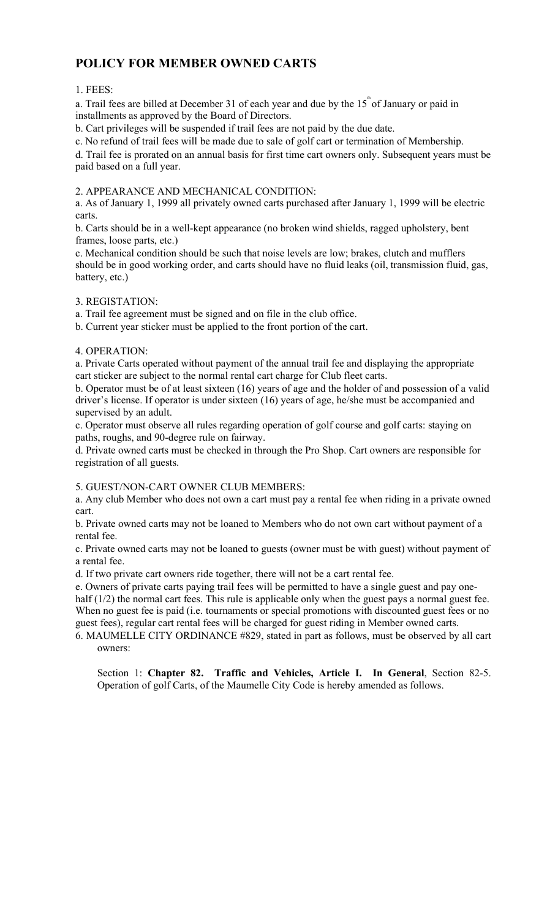## POLICY FOR MEMBER OWNED CARTS

1. FEES:

a. Trail fees are billed at December 31 of each year and due by the 15[th] of January or paid in installments as approved by the Board of Directors.

b. Cart privileges will be suspended if trail fees are not paid by the due date.

c. No refund of trail fees will be made due to sale of golf cart or termination of Membership.

d. Trail fee is prorated on an annual basis for first time cart owners only. Subsequent years must be paid based on a full year.

2. APPEARANCE AND MECHANICAL CONDITION:

a. As of January 1, 1999 all privately owned carts purchased after January 1, 1999 will be electric carts.

b. Carts should be in a well-kept appearance (no broken wind shields, ragged upholstery, bent frames, loose parts, etc.)

c. Mechanical condition should be such that noise levels are low; brakes, clutch and mufflers should be in good working order, and carts should have no fluid leaks (oil, transmission fluid, gas, battery, etc.)

3. REGISTATION:

a. Trail fee agreement must be signed and on file in the club office.

b. Current year sticker must be applied to the front portion of the cart.

4. OPERATION:

a. Private Carts operated without payment of the annual trail fee and displaying the appropriate cart sticker are subject to the normal rental cart charge for Club fleet carts.

b. Operator must be of at least sixteen (16) years of age and the holder of and possession of a valid driver's license. If operator is under sixteen (16) years of age, he/she must be accompanied and supervised by an adult.

c. Operator must observe all rules regarding operation of golf course and golf carts: staying on paths, roughs, and 90-degree rule on fairway.

d. Private owned carts must be checked in through the Pro Shop. Cart owners are responsible for registration of all guests.

5. GUEST/NON-CART OWNER CLUB MEMBERS:

a. Any club Member who does not own a cart must pay a rental fee when riding in a private owned cart.

b. Private owned carts may not be loaned to Members who do not own cart without payment of a rental fee.

c. Private owned carts may not be loaned to guests (owner must be with guest) without payment of a rental fee.

d. If two private cart owners ride together, there will not be a cart rental fee.

e. Owners of private carts paying trail fees will be permitted to have a single guest and pay one-half (1/2) the normal cart fees. This rule is applicable only when the guest pays a normal guest fee. When no guest fee is paid (i.e. tournaments or special promotions with discounted guest fees or no guest fees), regular cart rental fees will be charged for guest riding in Member owned carts.

6. MAUMELLE CITY ORDINANCE #829, stated in part as follows, must be observed by all cart owners:

Section 1: **Chapter 82. Traffic and Vehicles, Article I. In General**, Section 82-5. Operation of golf Carts, of the Maumelle City Code is hereby amended as follows.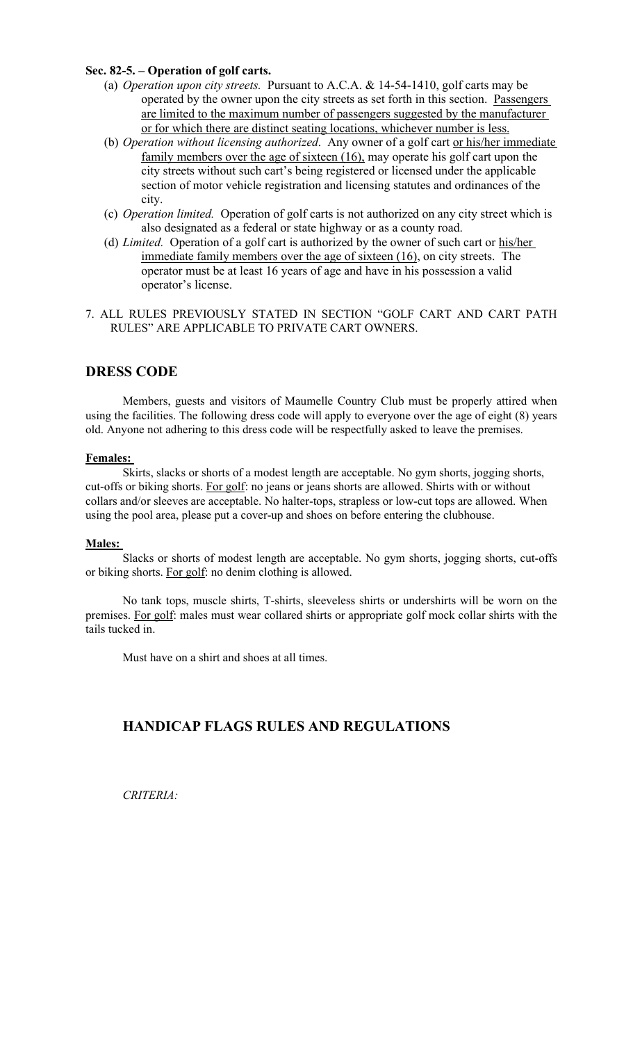**Sec. 82-5. – Operation of golf carts.**

(a) *Operation upon city streets.* Pursuant to A.C.A. & 14-54-1410, golf carts may be operated by the owner upon the city streets as set forth in this section. Passengers are limited to the maximum number of passengers suggested by the manufacturer or for which there are distinct seating locations, whichever number is less.

(b) *Operation without licensing authorized*. Any owner of a golf cart or his/her immediate family members over the age of sixteen (16), may operate his golf cart upon the city streets without such cart's being registered or licensed under the applicable section of motor vehicle registration and licensing statutes and ordinances of the city.

(c) *Operation limited.* Operation of golf carts is not authorized on any city street which is also designated as a federal or state highway or as a county road.

(d) *Limited.* Operation of a golf cart is authorized by the owner of such cart or his/her immediate family members over the age of sixteen (16), on city streets. The operator must be at least 16 years of age and have in his possession a valid operator's license.

7. ALL RULES PREVIOUSLY STATED IN SECTION "GOLF CART AND CART PATH RULES" ARE APPLICABLE TO PRIVATE CART OWNERS.

## DRESS CODE

Members, guests and visitors of Maumelle Country Club must be properly attired when using the facilities. The following dress code will apply to everyone over the age of eight (8) years old. Anyone not adhering to this dress code will be respectfully asked to leave the premises.

**Females:**

Skirts, slacks or shorts of a modest length are acceptable. No gym shorts, jogging shorts, cut-offs or biking shorts. For golf: no jeans or jeans shorts are allowed. Shirts with or without collars and/or sleeves are acceptable. No halter-tops, strapless or low-cut tops are allowed. When using the pool area, please put a cover-up and shoes on before entering the clubhouse.

**Males:**

Slacks or shorts of modest length are acceptable. No gym shorts, jogging shorts, cut-offs or biking shorts. For golf: no denim clothing is allowed.

No tank tops, muscle shirts, T-shirts, sleeveless shirts or undershirts will be worn on the premises. For golf: males must wear collared shirts or appropriate golf mock collar shirts with the tails tucked in.

Must have on a shirt and shoes at all times.

## HANDICAP FLAGS RULES AND REGULATIONS

*CRITERIA:*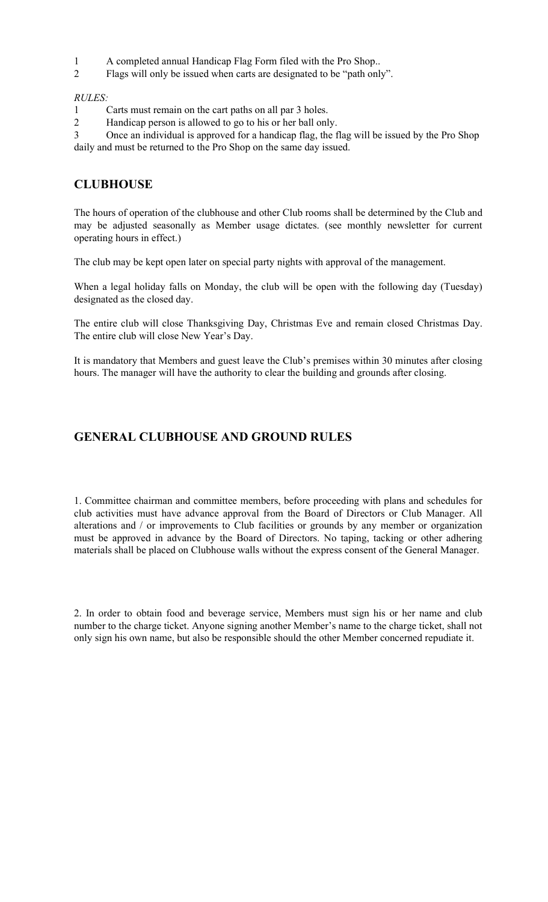1. A completed annual Handicap Flag Form filed with the Pro Shop..
2. Flags will only be issued when carts are designated to be "path only".

*RULES:*

1. Carts must remain on the cart paths on all par 3 holes.
2. Handicap person is allowed to go to his or her ball only.
3. Once an individual is approved for a handicap flag, the flag will be issued by the Pro Shop daily and must be returned to the Pro Shop on the same day issued.

## CLUBHOUSE

The hours of operation of the clubhouse and other Club rooms shall be determined by the Club and may be adjusted seasonally as Member usage dictates. (see monthly newsletter for current operating hours in effect.)

The club may be kept open later on special party nights with approval of the management.

When a legal holiday falls on Monday, the club will be open with the following day (Tuesday) designated as the closed day.

The entire club will close Thanksgiving Day, Christmas Eve and remain closed Christmas Day. The entire club will close New Year's Day.

It is mandatory that Members and guest leave the Club's premises within 30 minutes after closing hours. The manager will have the authority to clear the building and grounds after closing.

## GENERAL CLUBHOUSE AND GROUND RULES

1. Committee chairman and committee members, before proceeding with plans and schedules for club activities must have advance approval from the Board of Directors or Club Manager. All alterations and / or improvements to Club facilities or grounds by any member or organization must be approved in advance by the Board of Directors. No taping, tacking or other adhering materials shall be placed on Clubhouse walls without the express consent of the General Manager.

2. In order to obtain food and beverage service, Members must sign his or her name and club number to the charge ticket. Anyone signing another Member's name to the charge ticket, shall not only sign his own name, but also be responsible should the other Member concerned repudiate it.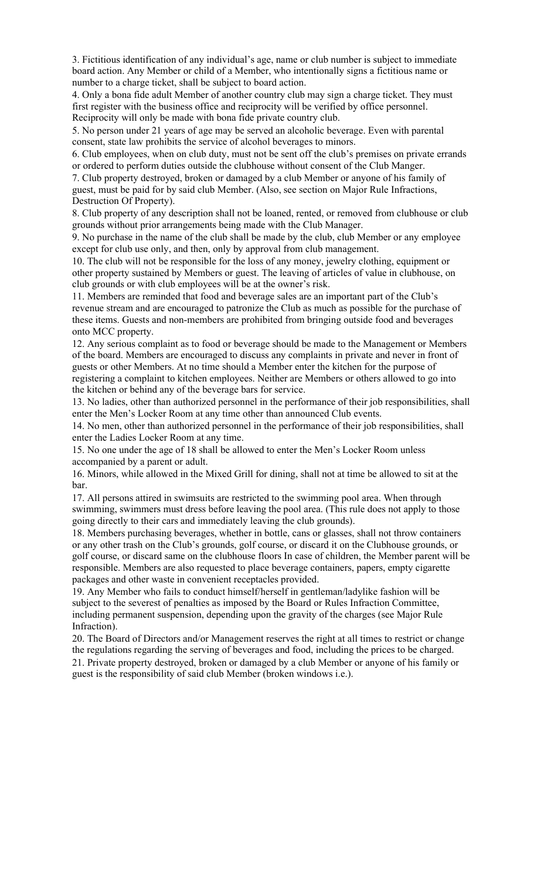3. Fictitious identification of any individual's age, name or club number is subject to immediate board action. Any Member or child of a Member, who intentionally signs a fictitious name or number to a charge ticket, shall be subject to board action.

4. Only a bona fide adult Member of another country club may sign a charge ticket. They must first register with the business office and reciprocity will be verified by office personnel. Reciprocity will only be made with bona fide private country club.

5. No person under 21 years of age may be served an alcoholic beverage. Even with parental consent, state law prohibits the service of alcohol beverages to minors.

6. Club employees, when on club duty, must not be sent off the club's premises on private errands or ordered to perform duties outside the clubhouse without consent of the Club Manger.

7. Club property destroyed, broken or damaged by a club Member or anyone of his family of guest, must be paid for by said club Member. (Also, see section on Major Rule Infractions, Destruction Of Property).

8. Club property of any description shall not be loaned, rented, or removed from clubhouse or club grounds without prior arrangements being made with the Club Manager.

9. No purchase in the name of the club shall be made by the club, club Member or any employee except for club use only, and then, only by approval from club management.

10. The club will not be responsible for the loss of any money, jewelry clothing, equipment or other property sustained by Members or guest. The leaving of articles of value in clubhouse, on club grounds or with club employees will be at the owner's risk.

11. Members are reminded that food and beverage sales are an important part of the Club's revenue stream and are encouraged to patronize the Club as much as possible for the purchase of these items. Guests and non-members are prohibited from bringing outside food and beverages onto MCC property.

12. Any serious complaint as to food or beverage should be made to the Management or Members of the board. Members are encouraged to discuss any complaints in private and never in front of guests or other Members. At no time should a Member enter the kitchen for the purpose of registering a complaint to kitchen employees. Neither are Members or others allowed to go into the kitchen or behind any of the beverage bars for service.

13. No ladies, other than authorized personnel in the performance of their job responsibilities, shall enter the Men's Locker Room at any time other than announced Club events.

14. No men, other than authorized personnel in the performance of their job responsibilities, shall enter the Ladies Locker Room at any time.

15. No one under the age of 18 shall be allowed to enter the Men's Locker Room unless accompanied by a parent or adult.

16. Minors, while allowed in the Mixed Grill for dining, shall not at time be allowed to sit at the bar.

17. All persons attired in swimsuits are restricted to the swimming pool area. When through swimming, swimmers must dress before leaving the pool area. (This rule does not apply to those going directly to their cars and immediately leaving the club grounds).

18. Members purchasing beverages, whether in bottle, cans or glasses, shall not throw containers or any other trash on the Club's grounds, golf course, or discard it on the Clubhouse grounds, or golf course, or discard same on the clubhouse floors In case of children, the Member parent will be responsible. Members are also requested to place beverage containers, papers, empty cigarette packages and other waste in convenient receptacles provided.

19. Any Member who fails to conduct himself/herself in gentleman/ladylike fashion will be subject to the severest of penalties as imposed by the Board or Rules Infraction Committee, including permanent suspension, depending upon the gravity of the charges (see Major Rule Infraction).

20. The Board of Directors and/or Management reserves the right at all times to restrict or change the regulations regarding the serving of beverages and food, including the prices to be charged.

21. Private property destroyed, broken or damaged by a club Member or anyone of his family or guest is the responsibility of said club Member (broken windows i.e.).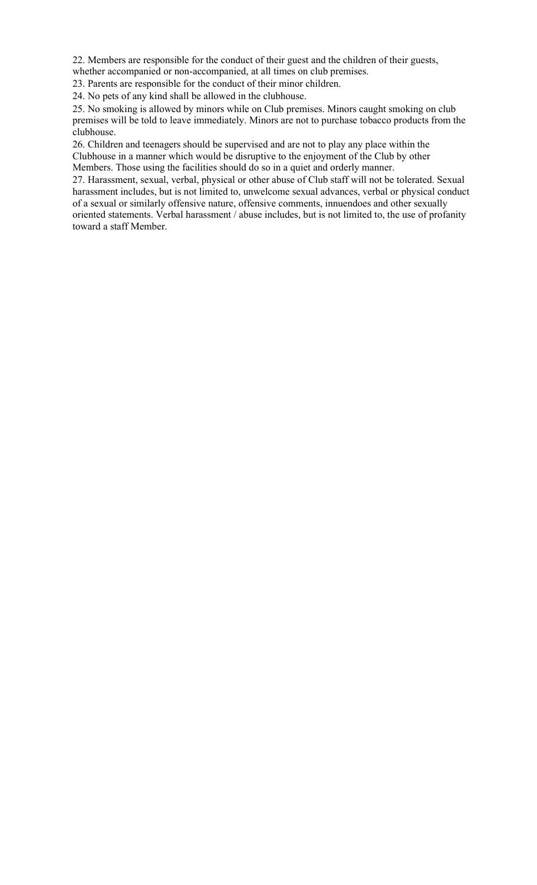22. Members are responsible for the conduct of their guest and the children of their guests, whether accompanied or non-accompanied, at all times on club premises.

23. Parents are responsible for the conduct of their minor children.

24. No pets of any kind shall be allowed in the clubhouse.

25. No smoking is allowed by minors while on Club premises. Minors caught smoking on club premises will be told to leave immediately. Minors are not to purchase tobacco products from the clubhouse.

26. Children and teenagers should be supervised and are not to play any place within the Clubhouse in a manner which would be disruptive to the enjoyment of the Club by other Members. Those using the facilities should do so in a quiet and orderly manner.

27. Harassment, sexual, verbal, physical or other abuse of Club staff will not be tolerated. Sexual harassment includes, but is not limited to, unwelcome sexual advances, verbal or physical conduct of a sexual or similarly offensive nature, offensive comments, innuendoes and other sexually oriented statements. Verbal harassment / abuse includes, but is not limited to, the use of profanity toward a staff Member.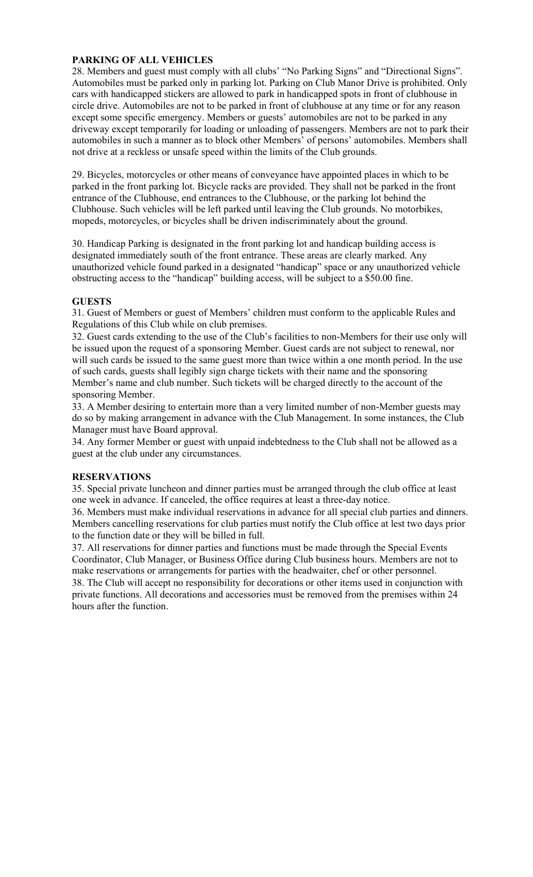**PARKING OF ALL VEHICLES**

28. Members and guest must comply with all clubs' "No Parking Signs" and "Directional Signs". Automobiles must be parked only in parking lot. Parking on Club Manor Drive is prohibited. Only cars with handicapped stickers are allowed to park in handicapped spots in front of clubhouse in circle drive. Automobiles are not to be parked in front of clubhouse at any time or for any reason except some specific emergency. Members or guests' automobiles are not to be parked in any driveway except temporarily for loading or unloading of passengers. Members are not to park their automobiles in such a manner as to block other Members' of persons' automobiles. Members shall not drive at a reckless or unsafe speed within the limits of the Club grounds.

29. Bicycles, motorcycles or other means of conveyance have appointed places in which to be parked in the front parking lot. Bicycle racks are provided. They shall not be parked in the front entrance of the Clubhouse, end entrances to the Clubhouse, or the parking lot behind the Clubhouse. Such vehicles will be left parked until leaving the Club grounds. No motorbikes, mopeds, motorcycles, or bicycles shall be driven indiscriminately about the ground.

30. Handicap Parking is designated in the front parking lot and handicap building access is designated immediately south of the front entrance. These areas are clearly marked. Any unauthorized vehicle found parked in a designated "handicap" space or any unauthorized vehicle obstructing access to the "handicap" building access, will be subject to a $50.00 fine.

**GUESTS**

31. Guest of Members or guest of Members' children must conform to the applicable Rules and Regulations of this Club while on club premises.

32. Guest cards extending to the use of the Club's facilities to non-Members for their use only will be issued upon the request of a sponsoring Member. Guest cards are not subject to renewal, nor will such cards be issued to the same guest more than twice within a one month period. In the use of such cards, guests shall legibly sign charge tickets with their name and the sponsoring Member's name and club number. Such tickets will be charged directly to the account of the sponsoring Member.

33. A Member desiring to entertain more than a very limited number of non-Member guests may do so by making arrangement in advance with the Club Management. In some instances, the Club Manager must have Board approval.

34. Any former Member or guest with unpaid indebtedness to the Club shall not be allowed as a guest at the club under any circumstances.

**RESERVATIONS**

35. Special private luncheon and dinner parties must be arranged through the club office at least one week in advance. If canceled, the office requires at least a three-day notice.

36. Members must make individual reservations in advance for all special club parties and dinners. Members cancelling reservations for club parties must notify the Club office at lest two days prior to the function date or they will be billed in full.

37. All reservations for dinner parties and functions must be made through the Special Events Coordinator, Club Manager, or Business Office during Club business hours. Members are not to make reservations or arrangements for parties with the headwaiter, chef or other personnel.

38. The Club will accept no responsibility for decorations or other items used in conjunction with private functions. All decorations and accessories must be removed from the premises within 24 hours after the function.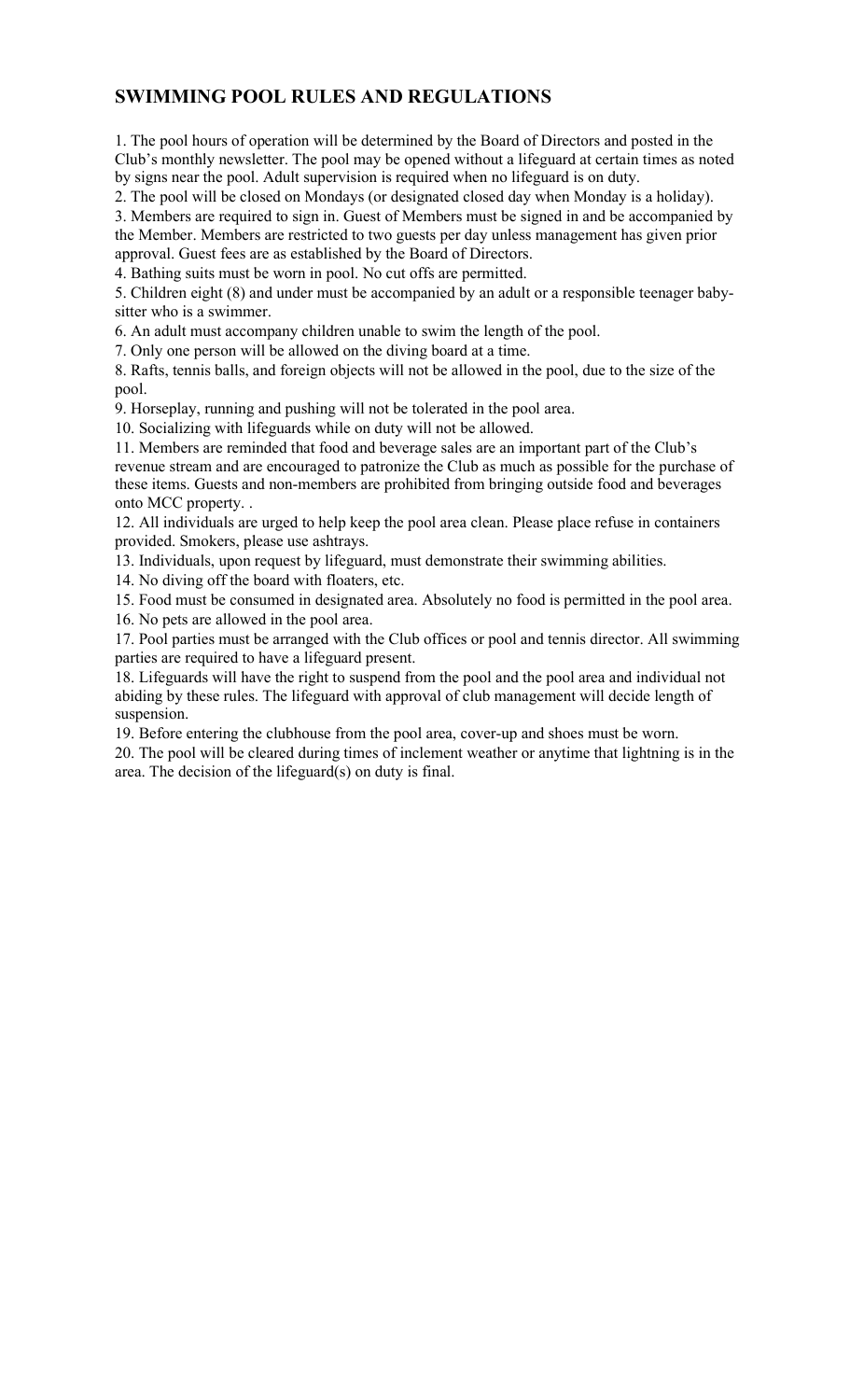## SWIMMING POOL RULES AND REGULATIONS

1. The pool hours of operation will be determined by the Board of Directors and posted in the Club's monthly newsletter. The pool may be opened without a lifeguard at certain times as noted by signs near the pool. Adult supervision is required when no lifeguard is on duty.
2. The pool will be closed on Mondays (or designated closed day when Monday is a holiday).
3. Members are required to sign in. Guest of Members must be signed in and be accompanied by the Member. Members are restricted to two guests per day unless management has given prior approval. Guest fees are as established by the Board of Directors.
4. Bathing suits must be worn in pool. No cut offs are permitted.
5. Children eight (8) and under must be accompanied by an adult or a responsible teenager baby-sitter who is a swimmer.
6. An adult must accompany children unable to swim the length of the pool.
7. Only one person will be allowed on the diving board at a time.
8. Rafts, tennis balls, and foreign objects will not be allowed in the pool, due to the size of the pool.
9. Horseplay, running and pushing will not be tolerated in the pool area.
10. Socializing with lifeguards while on duty will not be allowed.
11. Members are reminded that food and beverage sales are an important part of the Club's revenue stream and are encouraged to patronize the Club as much as possible for the purchase of these items. Guests and non-members are prohibited from bringing outside food and beverages onto MCC property. .
12. All individuals are urged to help keep the pool area clean. Please place refuse in containers provided. Smokers, please use ashtrays.
13. Individuals, upon request by lifeguard, must demonstrate their swimming abilities.
14. No diving off the board with floaters, etc.
15. Food must be consumed in designated area. Absolutely no food is permitted in the pool area.
16. No pets are allowed in the pool area.
17. Pool parties must be arranged with the Club offices or pool and tennis director. All swimming parties are required to have a lifeguard present.
18. Lifeguards will have the right to suspend from the pool and the pool area and individual not abiding by these rules. The lifeguard with approval of club management will decide length of suspension.
19. Before entering the clubhouse from the pool area, cover-up and shoes must be worn.
20. The pool will be cleared during times of inclement weather or anytime that lightning is in the area. The decision of the lifeguard(s) on duty is final.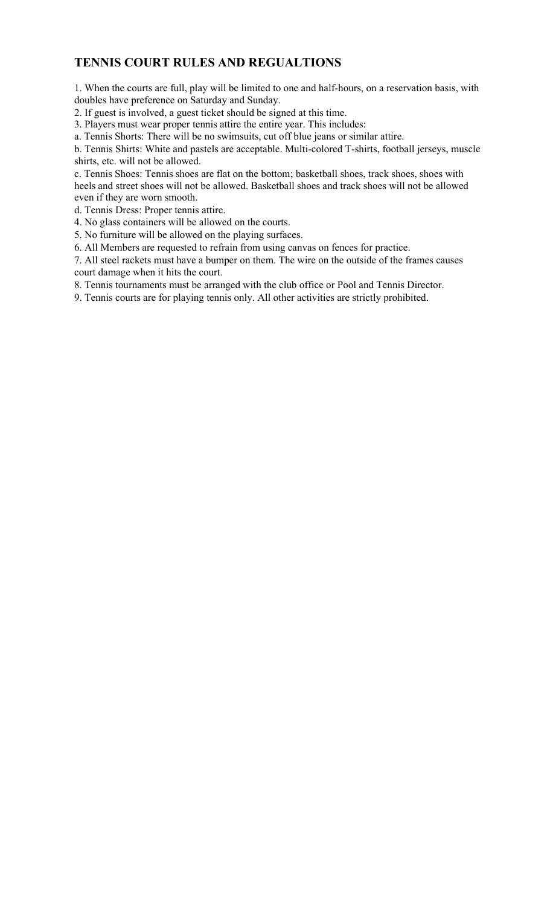## TENNIS COURT RULES AND REGUALTIONS

1. When the courts are full, play will be limited to one and half-hours, on a reservation basis, with doubles have preference on Saturday and Sunday.
2. If guest is involved, a guest ticket should be signed at this time.
3. Players must wear proper tennis attire the entire year. This includes:

a. Tennis Shorts: There will be no swimsuits, cut off blue jeans or similar attire.

b. Tennis Shirts: White and pastels are acceptable. Multi-colored T-shirts, football jerseys, muscle shirts, etc. will not be allowed.

c. Tennis Shoes: Tennis shoes are flat on the bottom; basketball shoes, track shoes, shoes with heels and street shoes will not be allowed. Basketball shoes and track shoes will not be allowed even if they are worn smooth.

d. Tennis Dress: Proper tennis attire.

4. No glass containers will be allowed on the courts.
5. No furniture will be allowed on the playing surfaces.
6. All Members are requested to refrain from using canvas on fences for practice.
7. All steel rackets must have a bumper on them. The wire on the outside of the frames causes court damage when it hits the court.
8. Tennis tournaments must be arranged with the club office or Pool and Tennis Director.
9. Tennis courts are for playing tennis only. All other activities are strictly prohibited.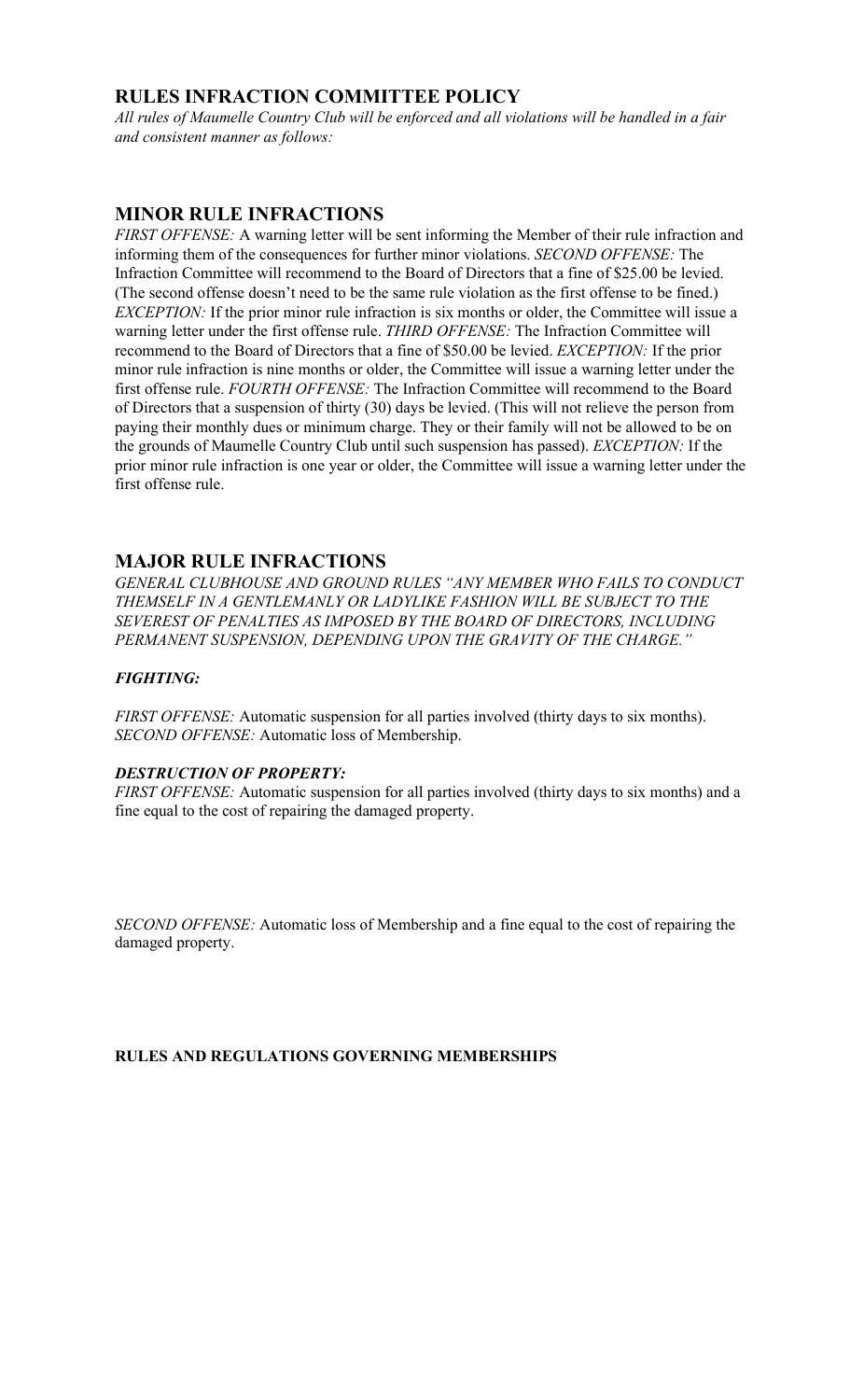## RULES INFRACTION COMMITTEE POLICY

*All rules of Maumelle Country Club will be enforced and all violations will be handled in a fair and consistent manner as follows:*

## MINOR RULE INFRACTIONS

*FIRST OFFENSE:* A warning letter will be sent informing the Member of their rule infraction and informing them of the consequences for further minor violations. *SECOND OFFENSE:* The Infraction Committee will recommend to the Board of Directors that a fine of $25.00 be levied. (The second offense doesn't need to be the same rule violation as the first offense to be fined.) *EXCEPTION:* If the prior minor rule infraction is six months or older, the Committee will issue a warning letter under the first offense rule. *THIRD OFFENSE:* The Infraction Committee will recommend to the Board of Directors that a fine of $50.00 be levied. *EXCEPTION:* If the prior minor rule infraction is nine months or older, the Committee will issue a warning letter under the first offense rule. *FOURTH OFFENSE:* The Infraction Committee will recommend to the Board of Directors that a suspension of thirty (30) days be levied. (This will not relieve the person from paying their monthly dues or minimum charge. They or their family will not be allowed to be on the grounds of Maumelle Country Club until such suspension has passed). *EXCEPTION:* If the prior minor rule infraction is one year or older, the Committee will issue a warning letter under the first offense rule.

## MAJOR RULE INFRACTIONS

*GENERAL CLUBHOUSE AND GROUND RULES "ANY MEMBER WHO FAILS TO CONDUCT THEMSELF IN A GENTLEMANLY OR LADYLIKE FASHION WILL BE SUBJECT TO THE SEVEREST OF PENALTIES AS IMPOSED BY THE BOARD OF DIRECTORS, INCLUDING PERMANENT SUSPENSION, DEPENDING UPON THE GRAVITY OF THE CHARGE."*

### *FIGHTING:*

*FIRST OFFENSE:* Automatic suspension for all parties involved (thirty days to six months). *SECOND OFFENSE:* Automatic loss of Membership.

### *DESTRUCTION OF PROPERTY:*

*FIRST OFFENSE:* Automatic suspension for all parties involved (thirty days to six months) and a fine equal to the cost of repairing the damaged property.

*SECOND OFFENSE:* Automatic loss of Membership and a fine equal to the cost of repairing the damaged property.

**RULES AND REGULATIONS GOVERNING MEMBERSHIPS**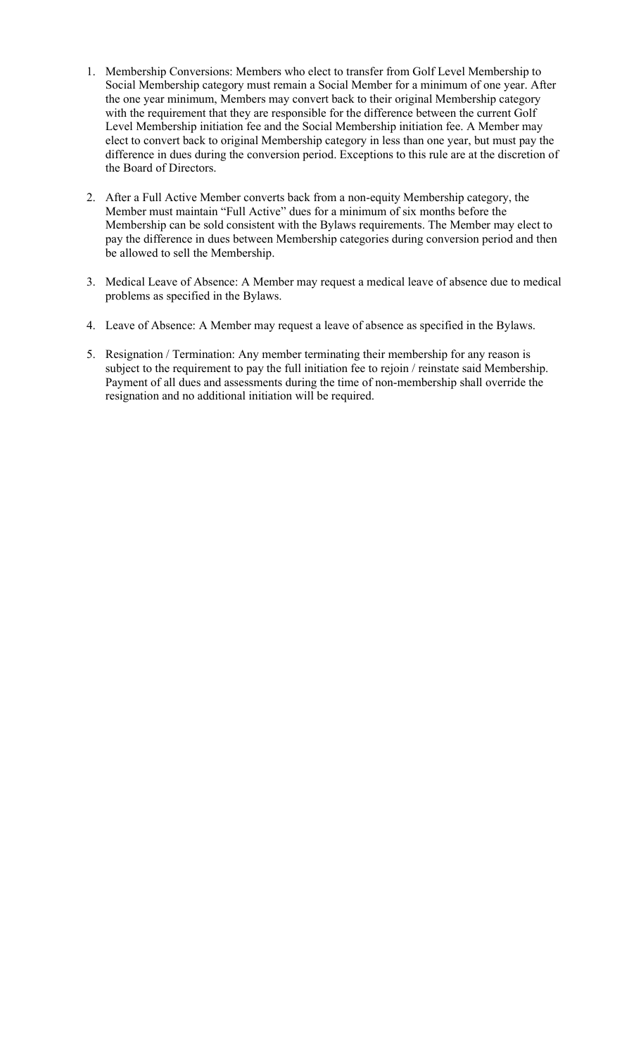1. Membership Conversions: Members who elect to transfer from Golf Level Membership to Social Membership category must remain a Social Member for a minimum of one year. After the one year minimum, Members may convert back to their original Membership category with the requirement that they are responsible for the difference between the current Golf Level Membership initiation fee and the Social Membership initiation fee. A Member may elect to convert back to original Membership category in less than one year, but must pay the difference in dues during the conversion period. Exceptions to this rule are at the discretion of the Board of Directors.

2. After a Full Active Member converts back from a non-equity Membership category, the Member must maintain "Full Active" dues for a minimum of six months before the Membership can be sold consistent with the Bylaws requirements. The Member may elect to pay the difference in dues between Membership categories during conversion period and then be allowed to sell the Membership.

3. Medical Leave of Absence: A Member may request a medical leave of absence due to medical problems as specified in the Bylaws.

4. Leave of Absence: A Member may request a leave of absence as specified in the Bylaws.

5. Resignation / Termination: Any member terminating their membership for any reason is subject to the requirement to pay the full initiation fee to rejoin / reinstate said Membership. Payment of all dues and assessments during the time of non-membership shall override the resignation and no additional initiation will be required.